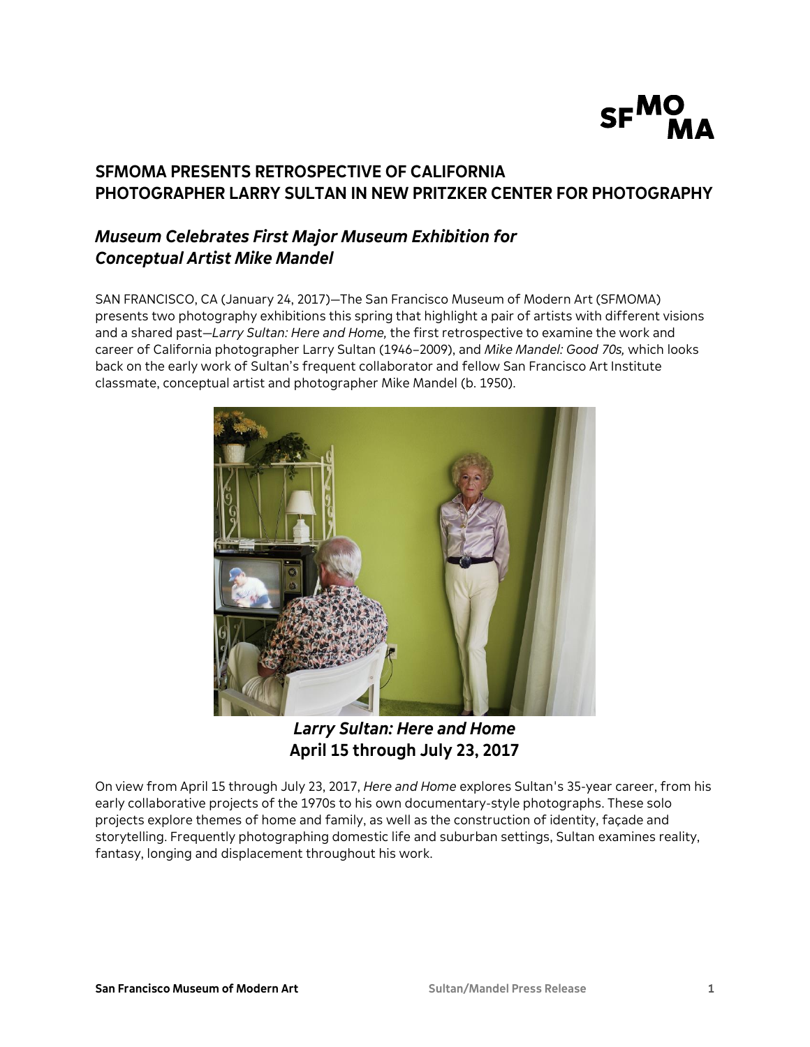# SFMOMA PRESENTS RETROSPECTIVE OF CALIFORNIA PHOTOGRAPHER LARRY SULTAN IN NEW PRITZKER CENTER FOR PHOTOGRAPHY

## *Museum Celebrates First Major Museum Exhibition for Conceptual Artist Mike Mandel*

SAN FRANCISCO, CA (January 24, 2017)—The San Francisco Museum of Modern Art (SFMOMA) presents two photography exhibitions this spring that highlight a pair of artists with different visions and a shared past—*Larry Sultan: Here and Home,* the first retrospective to examine the work and career of California photographer Larry Sultan (1946–2009), and *Mike Mandel: Good 70s,* which looks back on the early work of Sultan's frequent collaborator and fellow San Francisco Art Institute classmate, conceptual artist and photographer Mike Mandel (b. 1950).

***Larry Sultan: Here and Home***
**April 15 through July 23, 2017**

On view from April 15 through July 23, 2017, *Here and Home* explores Sultan's 35-year career, from his early collaborative projects of the 1970s to his own documentary-style photographs. These solo projects explore themes of home and family, as well as the construction of identity, façade and storytelling. Frequently photographing domestic life and suburban settings, Sultan examines reality, fantasy, longing and displacement throughout his work.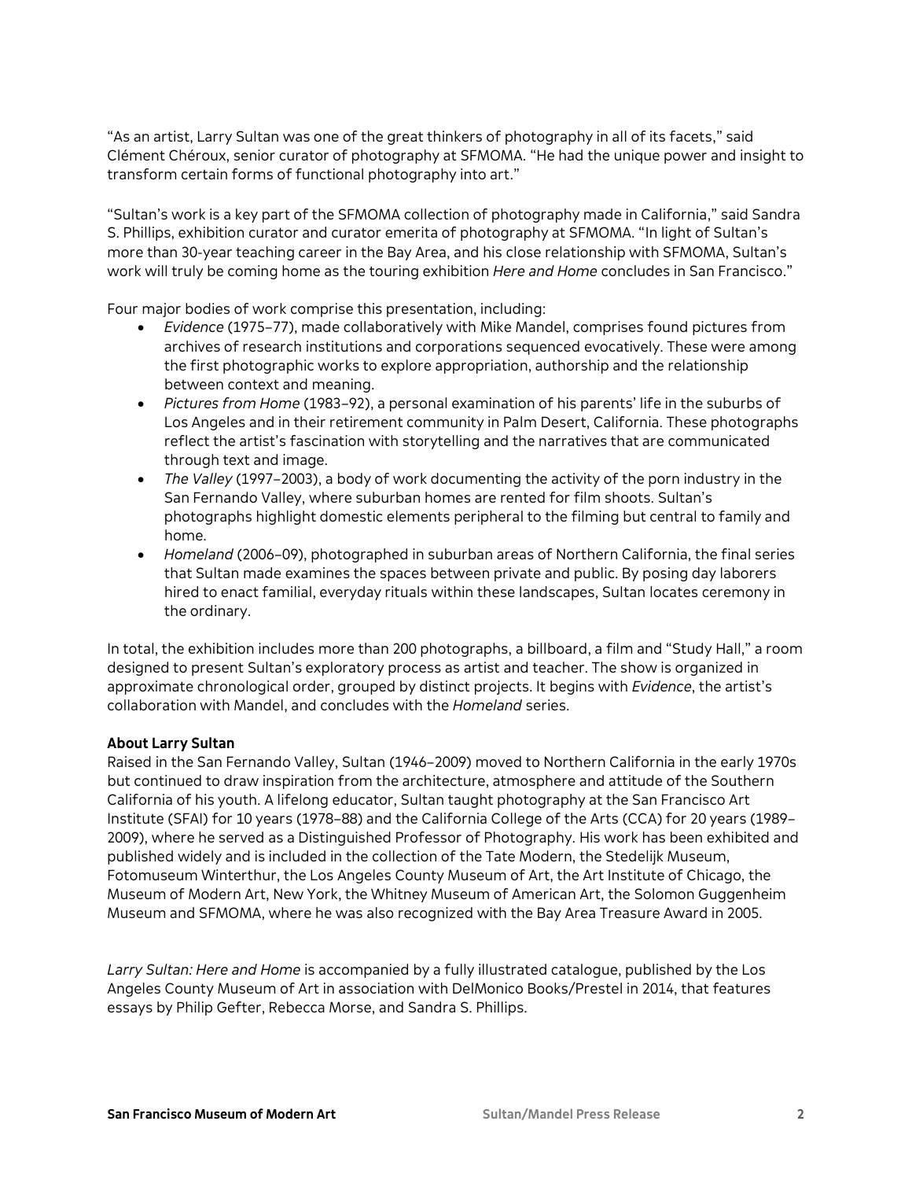"As an artist, Larry Sultan was one of the great thinkers of photography in all of its facets," said Clément Chéroux, senior curator of photography at SFMOMA. "He had the unique power and insight to transform certain forms of functional photography into art."

"Sultan's work is a key part of the SFMOMA collection of photography made in California," said Sandra S. Phillips, exhibition curator and curator emerita of photography at SFMOMA. "In light of Sultan's more than 30-year teaching career in the Bay Area, and his close relationship with SFMOMA, Sultan's work will truly be coming home as the touring exhibition *Here and Home* concludes in San Francisco."

Four major bodies of work comprise this presentation, including:

- *Evidence* (1975–77), made collaboratively with Mike Mandel, comprises found pictures from archives of research institutions and corporations sequenced evocatively. These were among the first photographic works to explore appropriation, authorship and the relationship between context and meaning.
- *Pictures from Home* (1983–92), a personal examination of his parents' life in the suburbs of Los Angeles and in their retirement community in Palm Desert, California. These photographs reflect the artist's fascination with storytelling and the narratives that are communicated through text and image.
- *The Valley* (1997–2003), a body of work documenting the activity of the porn industry in the San Fernando Valley, where suburban homes are rented for film shoots. Sultan's photographs highlight domestic elements peripheral to the filming but central to family and home.
- *Homeland* (2006–09), photographed in suburban areas of Northern California, the final series that Sultan made examines the spaces between private and public. By posing day laborers hired to enact familial, everyday rituals within these landscapes, Sultan locates ceremony in the ordinary.

In total, the exhibition includes more than 200 photographs, a billboard, a film and "Study Hall," a room designed to present Sultan's exploratory process as artist and teacher. The show is organized in approximate chronological order, grouped by distinct projects. It begins with *Evidence*, the artist's collaboration with Mandel, and concludes with the *Homeland* series.

**About Larry Sultan**

Raised in the San Fernando Valley, Sultan (1946–2009) moved to Northern California in the early 1970s but continued to draw inspiration from the architecture, atmosphere and attitude of the Southern California of his youth. A lifelong educator, Sultan taught photography at the San Francisco Art Institute (SFAI) for 10 years (1978–88) and the California College of the Arts (CCA) for 20 years (1989–2009), where he served as a Distinguished Professor of Photography. His work has been exhibited and published widely and is included in the collection of the Tate Modern, the Stedelijk Museum, Fotomuseum Winterthur, the Los Angeles County Museum of Art, the Art Institute of Chicago, the Museum of Modern Art, New York, the Whitney Museum of American Art, the Solomon Guggenheim Museum and SFMOMA, where he was also recognized with the Bay Area Treasure Award in 2005.

*Larry Sultan: Here and Home* is accompanied by a fully illustrated catalogue, published by the Los Angeles County Museum of Art in association with DelMonico Books/Prestel in 2014, that features essays by Philip Gefter, Rebecca Morse, and Sandra S. Phillips.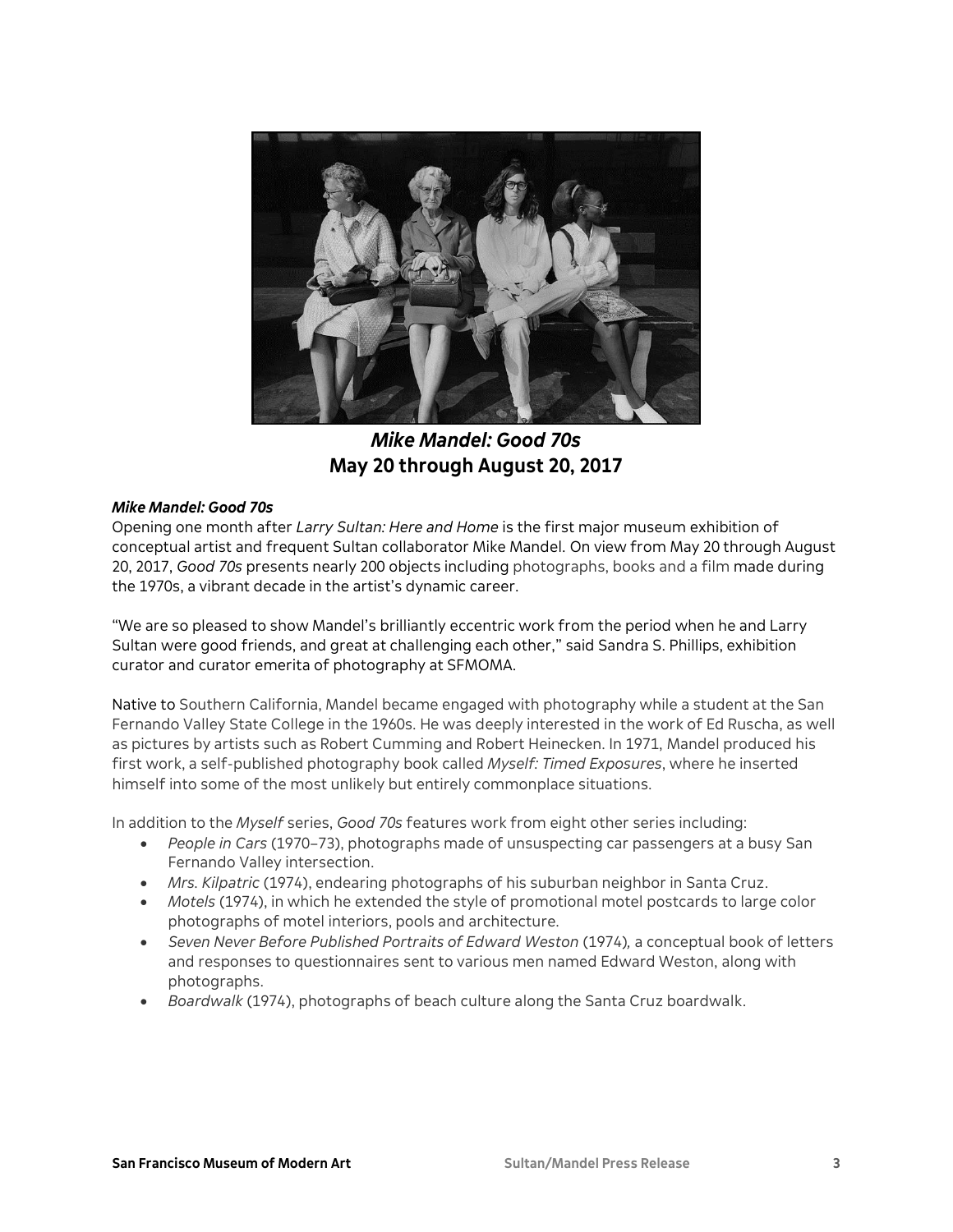## *Mike Mandel: Good 70s*
## May 20 through August 20, 2017

***Mike Mandel: Good 70s***

Opening one month after *Larry Sultan: Here and Home* is the first major museum exhibition of conceptual artist and frequent Sultan collaborator Mike Mandel. On view from May 20 through August 20, 2017, *Good 70s* presents nearly 200 objects including photographs, books and a film made during the 1970s, a vibrant decade in the artist's dynamic career.

"We are so pleased to show Mandel's brilliantly eccentric work from the period when he and Larry Sultan were good friends, and great at challenging each other," said Sandra S. Phillips, exhibition curator and curator emerita of photography at SFMOMA.

Native to Southern California, Mandel became engaged with photography while a student at the San Fernando Valley State College in the 1960s. He was deeply interested in the work of Ed Ruscha, as well as pictures by artists such as Robert Cumming and Robert Heinecken. In 1971, Mandel produced his first work, a self-published photography book called *Myself: Timed Exposures*, where he inserted himself into some of the most unlikely but entirely commonplace situations.

In addition to the *Myself* series, *Good 70s* features work from eight other series including:

- *People in Cars* (1970–73), photographs made of unsuspecting car passengers at a busy San Fernando Valley intersection.
- *Mrs. Kilpatric* (1974), endearing photographs of his suburban neighbor in Santa Cruz.
- *Motels* (1974), in which he extended the style of promotional motel postcards to large color photographs of motel interiors, pools and architecture.
- *Seven Never Before Published Portraits of Edward Weston* (1974), a conceptual book of letters and responses to questionnaires sent to various men named Edward Weston, along with photographs.
- *Boardwalk* (1974), photographs of beach culture along the Santa Cruz boardwalk.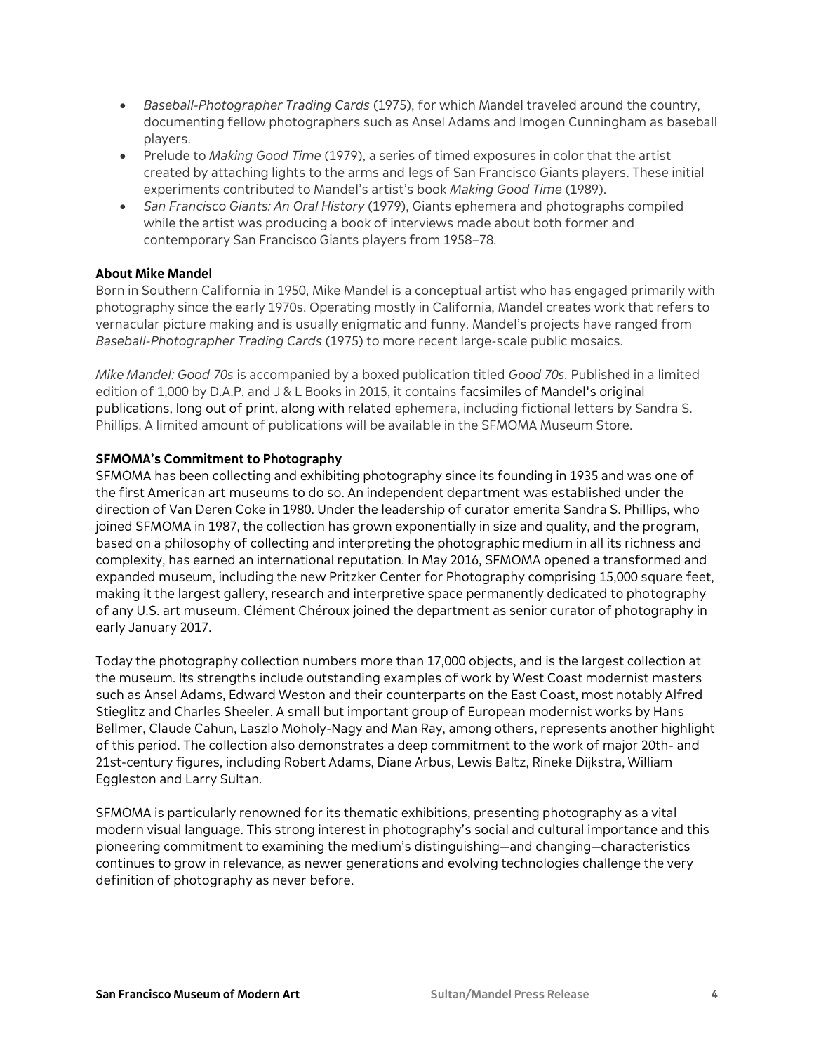- *Baseball-Photographer Trading Cards* (1975), for which Mandel traveled around the country, documenting fellow photographers such as Ansel Adams and Imogen Cunningham as baseball players.
- Prelude to *Making Good Time* (1979), a series of timed exposures in color that the artist created by attaching lights to the arms and legs of San Francisco Giants players. These initial experiments contributed to Mandel's artist's book *Making Good Time* (1989).
- *San Francisco Giants: An Oral History* (1979), Giants ephemera and photographs compiled while the artist was producing a book of interviews made about both former and contemporary San Francisco Giants players from 1958–78.

**About Mike Mandel**

Born in Southern California in 1950, Mike Mandel is a conceptual artist who has engaged primarily with photography since the early 1970s. Operating mostly in California, Mandel creates work that refers to vernacular picture making and is usually enigmatic and funny. Mandel's projects have ranged from *Baseball-Photographer Trading Cards* (1975) to more recent large-scale public mosaics.

*Mike Mandel: Good 70s* is accompanied by a boxed publication titled *Good 70s*. Published in a limited edition of 1,000 by D.A.P. and J & L Books in 2015, it contains facsimiles of Mandel's original publications, long out of print, along with related ephemera, including fictional letters by Sandra S. Phillips. A limited amount of publications will be available in the SFMOMA Museum Store.

**SFMOMA's Commitment to Photography**

SFMOMA has been collecting and exhibiting photography since its founding in 1935 and was one of the first American art museums to do so. An independent department was established under the direction of Van Deren Coke in 1980. Under the leadership of curator emerita Sandra S. Phillips, who joined SFMOMA in 1987, the collection has grown exponentially in size and quality, and the program, based on a philosophy of collecting and interpreting the photographic medium in all its richness and complexity, has earned an international reputation. In May 2016, SFMOMA opened a transformed and expanded museum, including the new Pritzker Center for Photography comprising 15,000 square feet, making it the largest gallery, research and interpretive space permanently dedicated to photography of any U.S. art museum. Clément Chéroux joined the department as senior curator of photography in early January 2017.

Today the photography collection numbers more than 17,000 objects, and is the largest collection at the museum. Its strengths include outstanding examples of work by West Coast modernist masters such as Ansel Adams, Edward Weston and their counterparts on the East Coast, most notably Alfred Stieglitz and Charles Sheeler. A small but important group of European modernist works by Hans Bellmer, Claude Cahun, Laszlo Moholy-Nagy and Man Ray, among others, represents another highlight of this period. The collection also demonstrates a deep commitment to the work of major 20th- and 21st-century figures, including Robert Adams, Diane Arbus, Lewis Baltz, Rineke Dijkstra, William Eggleston and Larry Sultan.

SFMOMA is particularly renowned for its thematic exhibitions, presenting photography as a vital modern visual language. This strong interest in photography's social and cultural importance and this pioneering commitment to examining the medium's distinguishing—and changing—characteristics continues to grow in relevance, as newer generations and evolving technologies challenge the very definition of photography as never before.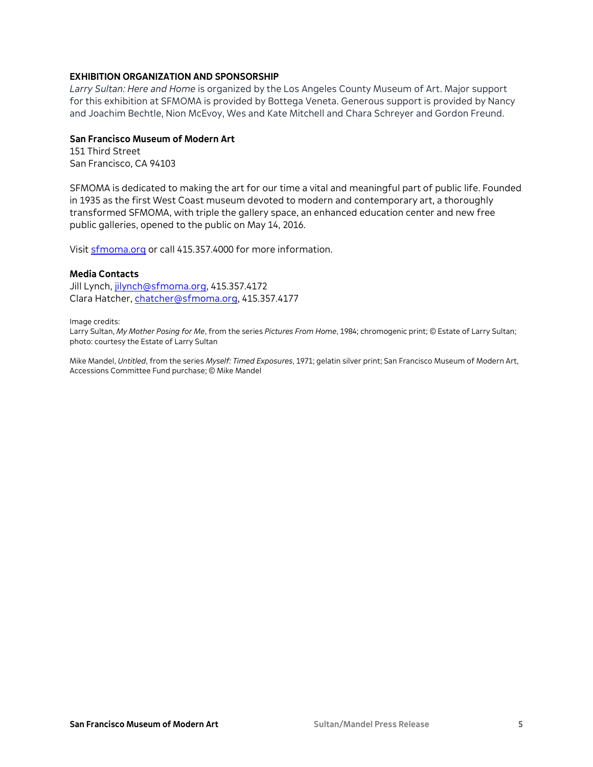**EXHIBITION ORGANIZATION AND SPONSORSHIP**

*Larry Sultan: Here and Home* is organized by the Los Angeles County Museum of Art. Major support for this exhibition at SFMOMA is provided by Bottega Veneta. Generous support is provided by Nancy and Joachim Bechtle, Nion McEvoy, Wes and Kate Mitchell and Chara Schreyer and Gordon Freund.

**San Francisco Museum of Modern Art**
151 Third Street
San Francisco, CA 94103

SFMOMA is dedicated to making the art for our time a vital and meaningful part of public life. Founded in 1935 as the first West Coast museum devoted to modern and contemporary art, a thoroughly transformed SFMOMA, with triple the gallery space, an enhanced education center and new free public galleries, opened to the public on May 14, 2016.

Visit sfmoma.org or call 415.357.4000 for more information.

**Media Contacts**
Jill Lynch, jilynch@sfmoma.org, 415.357.4172
Clara Hatcher, chatcher@sfmoma.org, 415.357.4177

Image credits:
Larry Sultan, *My Mother Posing for Me*, from the series *Pictures From Home*, 1984; chromogenic print; © Estate of Larry Sultan; photo: courtesy the Estate of Larry Sultan

Mike Mandel, *Untitled*, from the series *Myself: Timed Exposures*, 1971; gelatin silver print; San Francisco Museum of Modern Art, Accessions Committee Fund purchase; © Mike Mandel